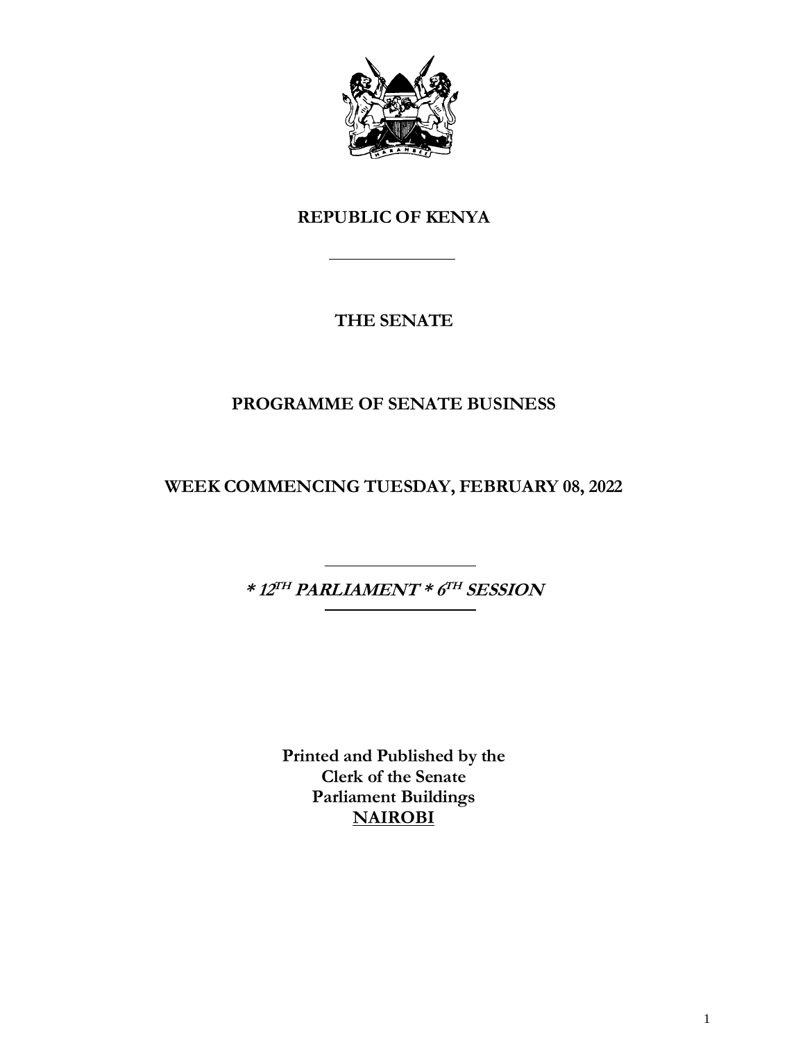# REPUBLIC OF KENYA

---

## THE SENATE

## PROGRAMME OF SENATE BUSINESS

## WEEK COMMENCING TUESDAY, FEBRUARY 08, 2022

---

***\* 12TH PARLIAMENT \* 6TH SESSION***

---

**Printed and Published by the**
**Clerk of the Senate**
**Parliament Buildings**
**NAIROBI**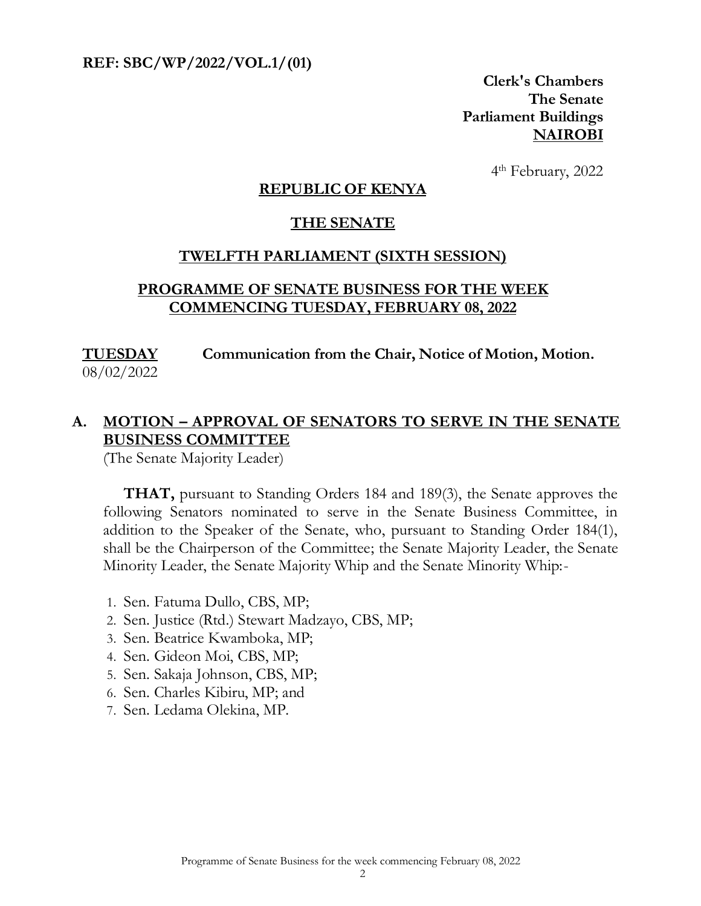**REF: SBC/WP/2022/VOL.1/(01)**

**Clerk's Chambers**
**The Senate**
**Parliament Buildings**
**NAIROBI**

4th February, 2022

## REPUBLIC OF KENYA

## THE SENATE

## TWELFTH PARLIAMENT (SIXTH SESSION)

## PROGRAMME OF SENATE BUSINESS FOR THE WEEK COMMENCING TUESDAY, FEBRUARY 08, 2022

**TUESDAY** 08/02/2022 — **Communication from the Chair, Notice of Motion, Motion.**

### A. MOTION – APPROVAL OF SENATORS TO SERVE IN THE SENATE BUSINESS COMMITTEE

(The Senate Majority Leader)

**THAT,** pursuant to Standing Orders 184 and 189(3), the Senate approves the following Senators nominated to serve in the Senate Business Committee, in addition to the Speaker of the Senate, who, pursuant to Standing Order 184(1), shall be the Chairperson of the Committee; the Senate Majority Leader, the Senate Minority Leader, the Senate Majority Whip and the Senate Minority Whip:-

1. Sen. Fatuma Dullo, CBS, MP;
2. Sen. Justice (Rtd.) Stewart Madzayo, CBS, MP;
3. Sen. Beatrice Kwamboka, MP;
4. Sen. Gideon Moi, CBS, MP;
5. Sen. Sakaja Johnson, CBS, MP;
6. Sen. Charles Kibiru, MP; and
7. Sen. Ledama Olekina, MP.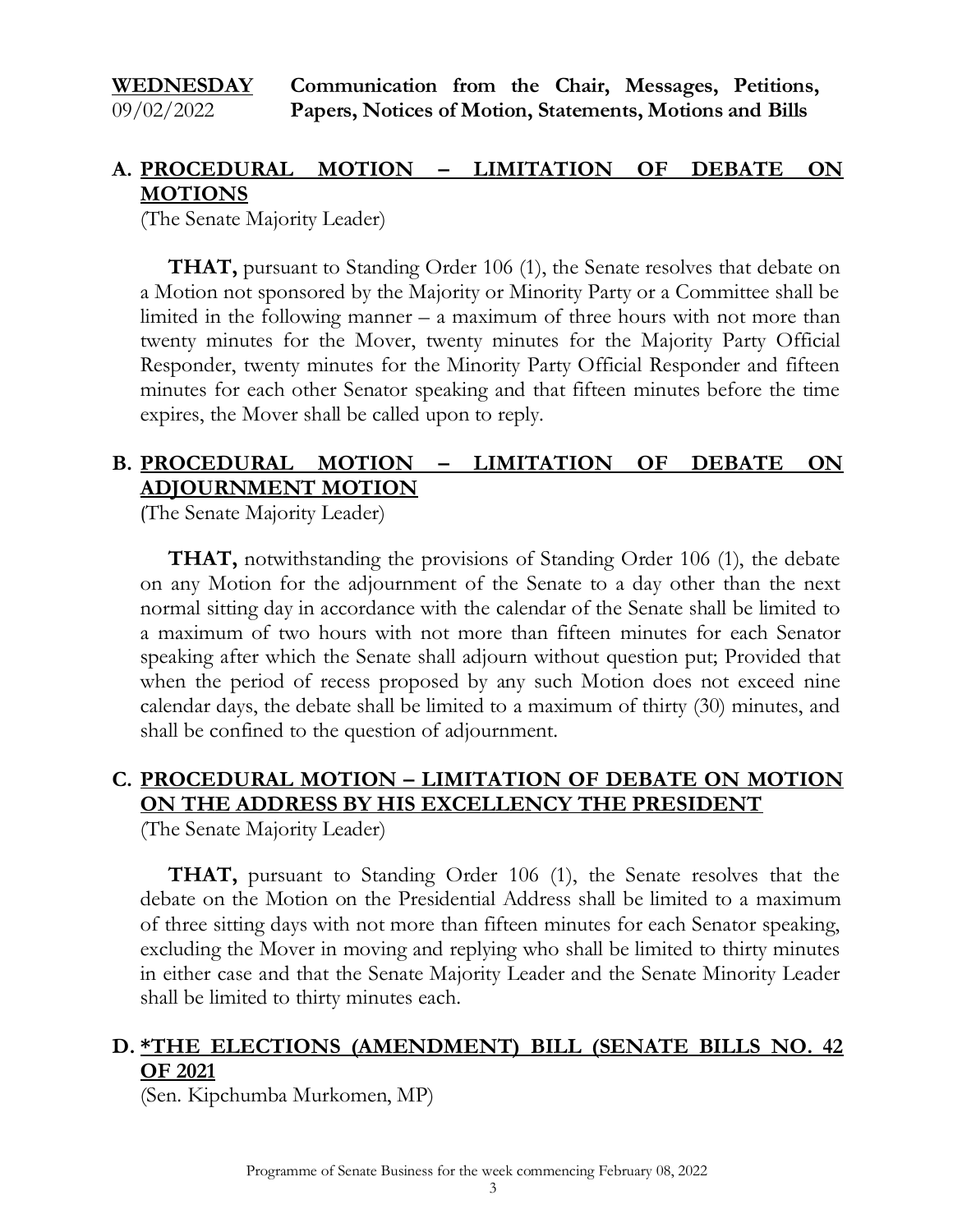**WEDNESDAY** 09/02/2022 **Communication from the Chair, Messages, Petitions, Papers, Notices of Motion, Statements, Motions and Bills**

## A. PROCEDURAL MOTION – LIMITATION OF DEBATE ON MOTIONS

(The Senate Majority Leader)

**THAT,** pursuant to Standing Order 106 (1), the Senate resolves that debate on a Motion not sponsored by the Majority or Minority Party or a Committee shall be limited in the following manner – a maximum of three hours with not more than twenty minutes for the Mover, twenty minutes for the Majority Party Official Responder, twenty minutes for the Minority Party Official Responder and fifteen minutes for each other Senator speaking and that fifteen minutes before the time expires, the Mover shall be called upon to reply.

## B. PROCEDURAL MOTION – LIMITATION OF DEBATE ON ADJOURNMENT MOTION

(The Senate Majority Leader)

**THAT,** notwithstanding the provisions of Standing Order 106 (1), the debate on any Motion for the adjournment of the Senate to a day other than the next normal sitting day in accordance with the calendar of the Senate shall be limited to a maximum of two hours with not more than fifteen minutes for each Senator speaking after which the Senate shall adjourn without question put; Provided that when the period of recess proposed by any such Motion does not exceed nine calendar days, the debate shall be limited to a maximum of thirty (30) minutes, and shall be confined to the question of adjournment.

## C. PROCEDURAL MOTION – LIMITATION OF DEBATE ON MOTION ON THE ADDRESS BY HIS EXCELLENCY THE PRESIDENT

(The Senate Majority Leader)

**THAT,** pursuant to Standing Order 106 (1), the Senate resolves that the debate on the Motion on the Presidential Address shall be limited to a maximum of three sitting days with not more than fifteen minutes for each Senator speaking, excluding the Mover in moving and replying who shall be limited to thirty minutes in either case and that the Senate Majority Leader and the Senate Minority Leader shall be limited to thirty minutes each.

## D. *THE ELECTIONS (AMENDMENT) BILL (SENATE BILLS NO. 42 OF 2021

(Sen. Kipchumba Murkomen, MP)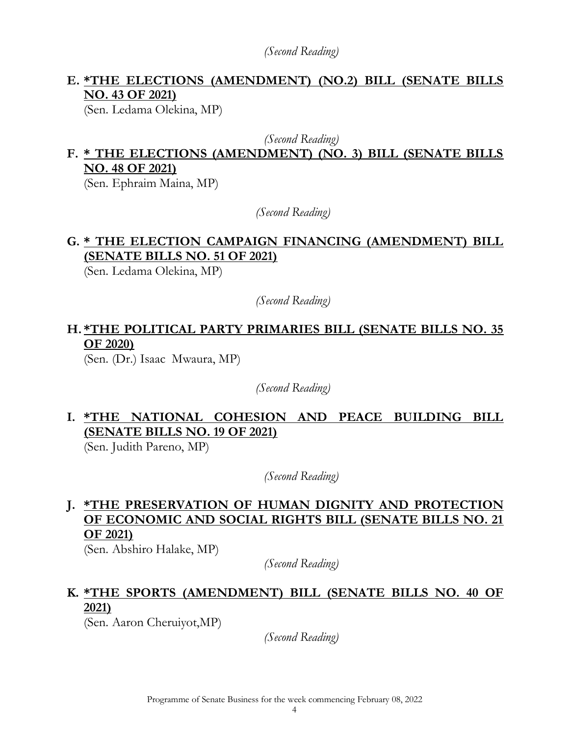*(Second Reading)*

**E. <u>*THE ELECTIONS (AMENDMENT) (NO.2) BILL (SENATE BILLS NO. 43 OF 2021)</u>**

(Sen. Ledama Olekina, MP)

*(Second Reading)*

**F. <u>* THE ELECTIONS (AMENDMENT) (NO. 3) BILL (SENATE BILLS NO. 48 OF 2021)</u>**

(Sen. Ephraim Maina, MP)

*(Second Reading)*

**G. <u>* THE ELECTION CAMPAIGN FINANCING (AMENDMENT) BILL (SENATE BILLS NO. 51 OF 2021)</u>**

(Sen. Ledama Olekina, MP)

*(Second Reading)*

**H. <u>*THE POLITICAL PARTY PRIMARIES BILL (SENATE BILLS NO. 35 OF 2020)</u>**

(Sen. (Dr.) Isaac Mwaura, MP)

*(Second Reading)*

**I. <u>*THE NATIONAL COHESION AND PEACE BUILDING BILL (SENATE BILLS NO. 19 OF 2021)</u>**

(Sen. Judith Pareno, MP)

*(Second Reading)*

**J. <u>*THE PRESERVATION OF HUMAN DIGNITY AND PROTECTION OF ECONOMIC AND SOCIAL RIGHTS BILL (SENATE BILLS NO. 21 OF 2021)</u>**

(Sen. Abshiro Halake, MP)

*(Second Reading)*

**K. <u>*THE SPORTS (AMENDMENT) BILL (SENATE BILLS NO. 40 OF 2021)</u>**

(Sen. Aaron Cheruiyot,MP)

*(Second Reading)*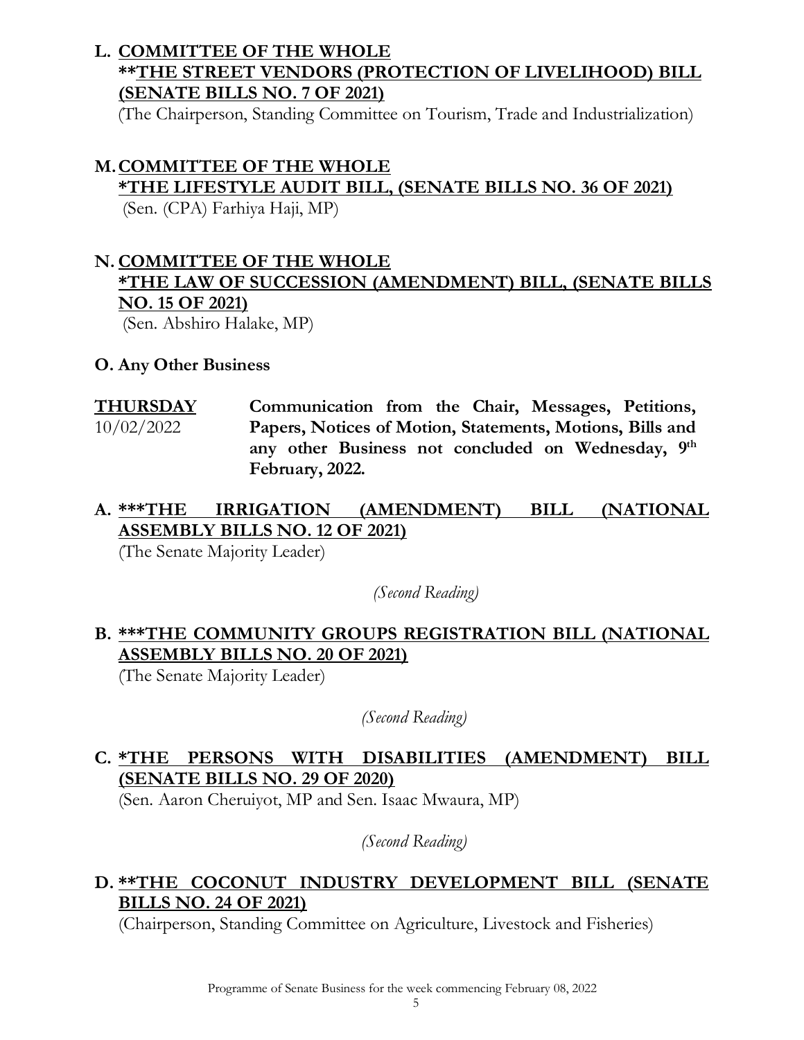**L. COMMITTEE OF THE WHOLE**
**\*\*THE STREET VENDORS (PROTECTION OF LIVELIHOOD) BILL (SENATE BILLS NO. 7 OF 2021)**
(The Chairperson, Standing Committee on Tourism, Trade and Industrialization)

**M. COMMITTEE OF THE WHOLE**
**\*THE LIFESTYLE AUDIT BILL, (SENATE BILLS NO. 36 OF 2021)**
(Sen. (CPA) Farhiya Haji, MP)

**N. COMMITTEE OF THE WHOLE**
**\*THE LAW OF SUCCESSION (AMENDMENT) BILL, (SENATE BILLS NO. 15 OF 2021)**
(Sen. Abshiro Halake, MP)

**O. Any Other Business**

**THURSDAY** 10/02/2022 — **Communication from the Chair, Messages, Petitions, Papers, Notices of Motion, Statements, Motions, Bills and any other Business not concluded on Wednesday, 9th February, 2022.**

**A. \*\*\*THE IRRIGATION (AMENDMENT) BILL (NATIONAL ASSEMBLY BILLS NO. 12 OF 2021)**
(The Senate Majority Leader)

*(Second Reading)*

**B. \*\*\*THE COMMUNITY GROUPS REGISTRATION BILL (NATIONAL ASSEMBLY BILLS NO. 20 OF 2021)**
(The Senate Majority Leader)

*(Second Reading)*

**C. \*THE PERSONS WITH DISABILITIES (AMENDMENT) BILL (SENATE BILLS NO. 29 OF 2020)**
(Sen. Aaron Cheruiyot, MP and Sen. Isaac Mwaura, MP)

*(Second Reading)*

**D. \*\*THE COCONUT INDUSTRY DEVELOPMENT BILL (SENATE BILLS NO. 24 OF 2021)**
(Chairperson, Standing Committee on Agriculture, Livestock and Fisheries)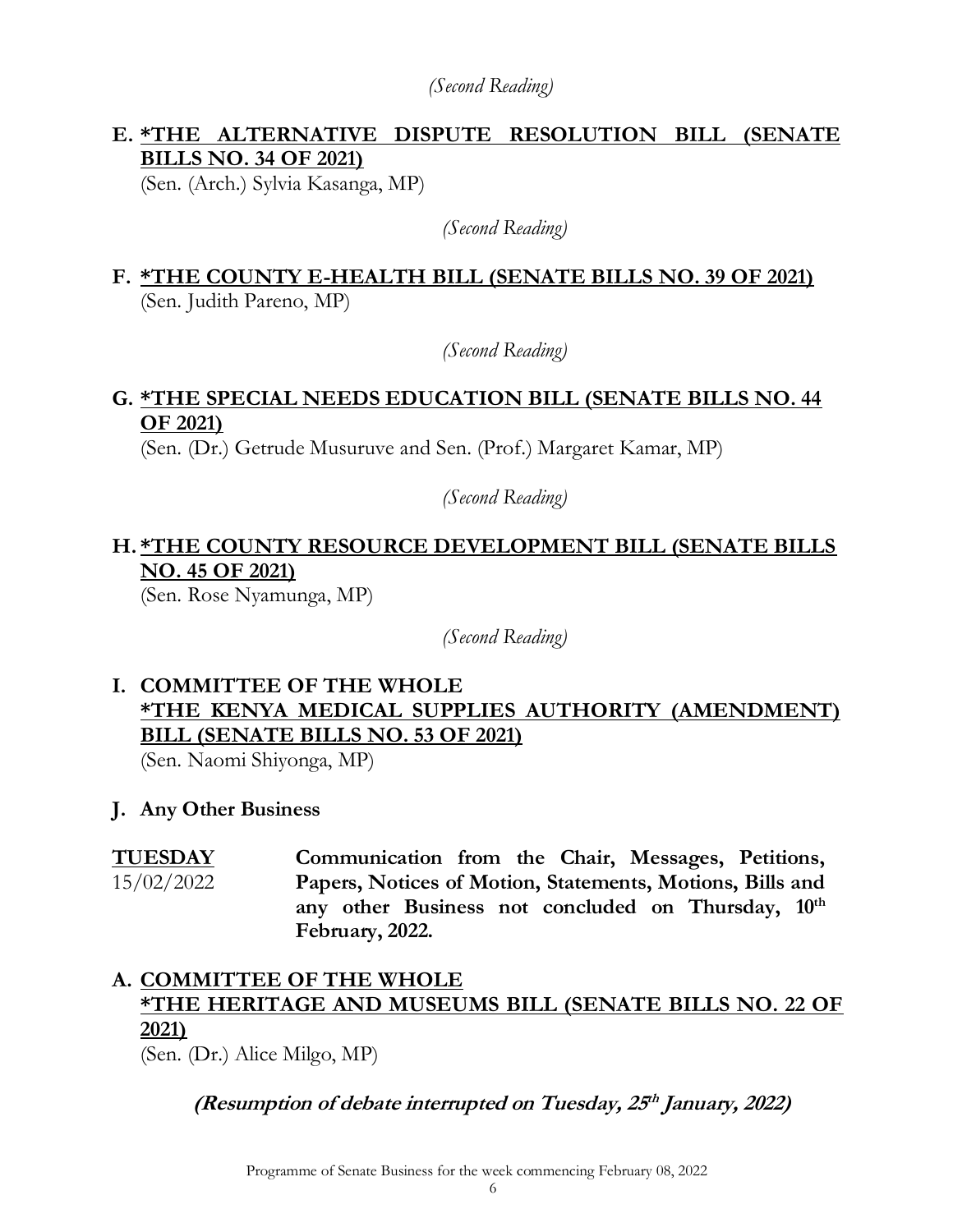*(Second Reading)*

**E. <u>*THE ALTERNATIVE DISPUTE RESOLUTION BILL (SENATE BILLS NO. 34 OF 2021)</u>**
(Sen. (Arch.) Sylvia Kasanga, MP)

*(Second Reading)*

**F. <u>*THE COUNTY E-HEALTH BILL (SENATE BILLS NO. 39 OF 2021)</u>**
(Sen. Judith Pareno, MP)

*(Second Reading)*

**G. <u>*THE SPECIAL NEEDS EDUCATION BILL (SENATE BILLS NO. 44 OF 2021)</u>**
(Sen. (Dr.) Getrude Musuruve and Sen. (Prof.) Margaret Kamar, MP)

*(Second Reading)*

**H. <u>*THE COUNTY RESOURCE DEVELOPMENT BILL (SENATE BILLS NO. 45 OF 2021)</u>**
(Sen. Rose Nyamunga, MP)

*(Second Reading)*

**I. COMMITTEE OF THE WHOLE**
**<u>*THE KENYA MEDICAL SUPPLIES AUTHORITY (AMENDMENT) BILL (SENATE BILLS NO. 53 OF 2021)</u>**
(Sen. Naomi Shiyonga, MP)

**J. Any Other Business**

**<u>TUESDAY</u>** 15/02/2022 — **Communication from the Chair, Messages, Petitions, Papers, Notices of Motion, Statements, Motions, Bills and any other Business not concluded on Thursday, 10th February, 2022.**

**A. <u>COMMITTEE OF THE WHOLE</u>**
**<u>*THE HERITAGE AND MUSEUMS BILL (SENATE BILLS NO. 22 OF 2021)</u>**
(Sen. (Dr.) Alice Milgo, MP)

***(Resumption of debate interrupted on Tuesday, 25th January, 2022)***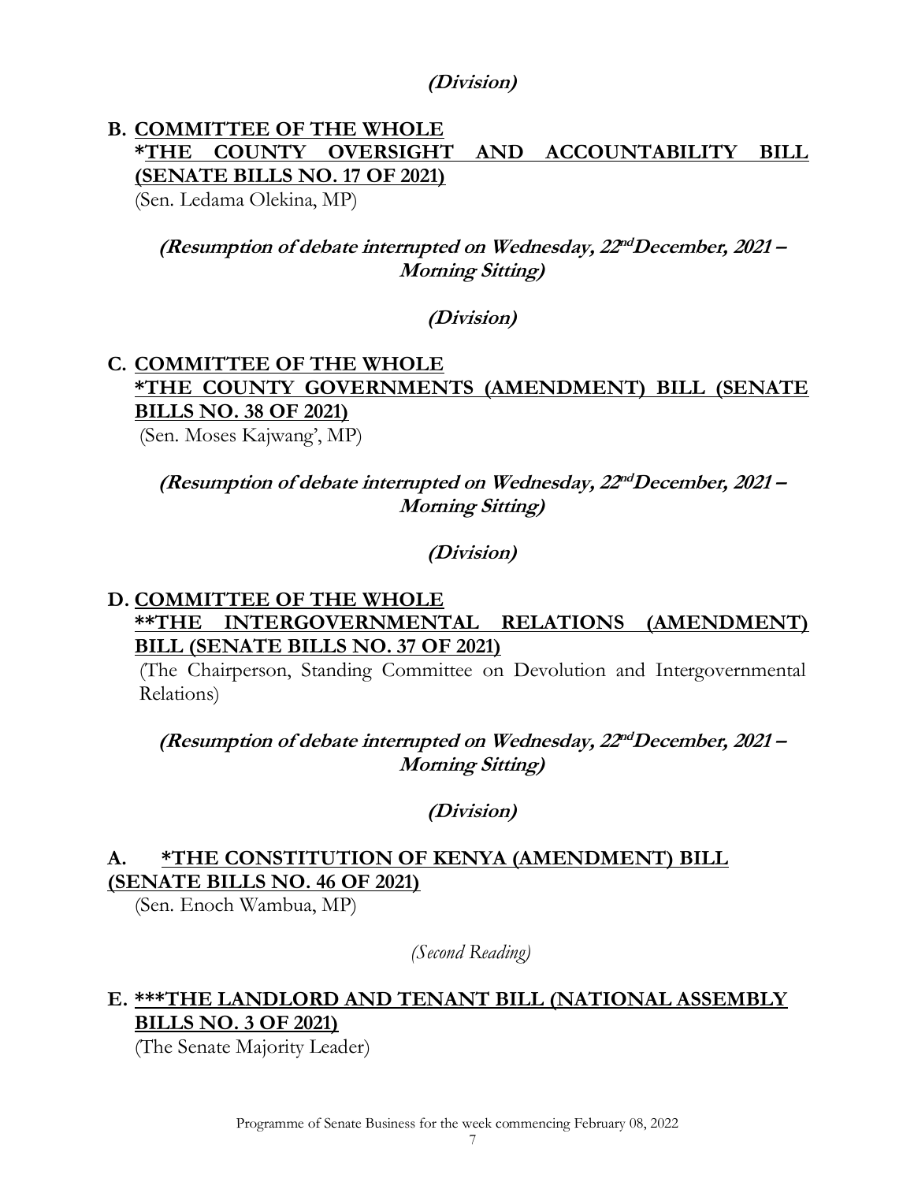***(Division)***

**B. <u>COMMITTEE OF THE WHOLE</u>**
**<u>*THE COUNTY OVERSIGHT AND ACCOUNTABILITY BILL (SENATE BILLS NO. 17 OF 2021)</u>**
(Sen. Ledama Olekina, MP)

***(Resumption of debate interrupted on Wednesday, 22nd December, 2021 – Morning Sitting)***

***(Division)***

**C. <u>COMMITTEE OF THE WHOLE</u>**
**<u>*THE COUNTY GOVERNMENTS (AMENDMENT) BILL (SENATE BILLS NO. 38 OF 2021)</u>**
(Sen. Moses Kajwang', MP)

***(Resumption of debate interrupted on Wednesday, 22nd December, 2021 – Morning Sitting)***

***(Division)***

**D. <u>COMMITTEE OF THE WHOLE</u>**
**<u>**THE INTERGOVERNMENTAL RELATIONS (AMENDMENT) BILL (SENATE BILLS NO. 37 OF 2021)</u>**
(The Chairperson, Standing Committee on Devolution and Intergovernmental Relations)

***(Resumption of debate interrupted on Wednesday, 22nd December, 2021 – Morning Sitting)***

***(Division)***

**A. <u>*THE CONSTITUTION OF KENYA (AMENDMENT) BILL (SENATE BILLS NO. 46 OF 2021)</u>**
(Sen. Enoch Wambua, MP)

*(Second Reading)*

**E. <u>***THE LANDLORD AND TENANT BILL (NATIONAL ASSEMBLY BILLS NO. 3 OF 2021)</u>**
(The Senate Majority Leader)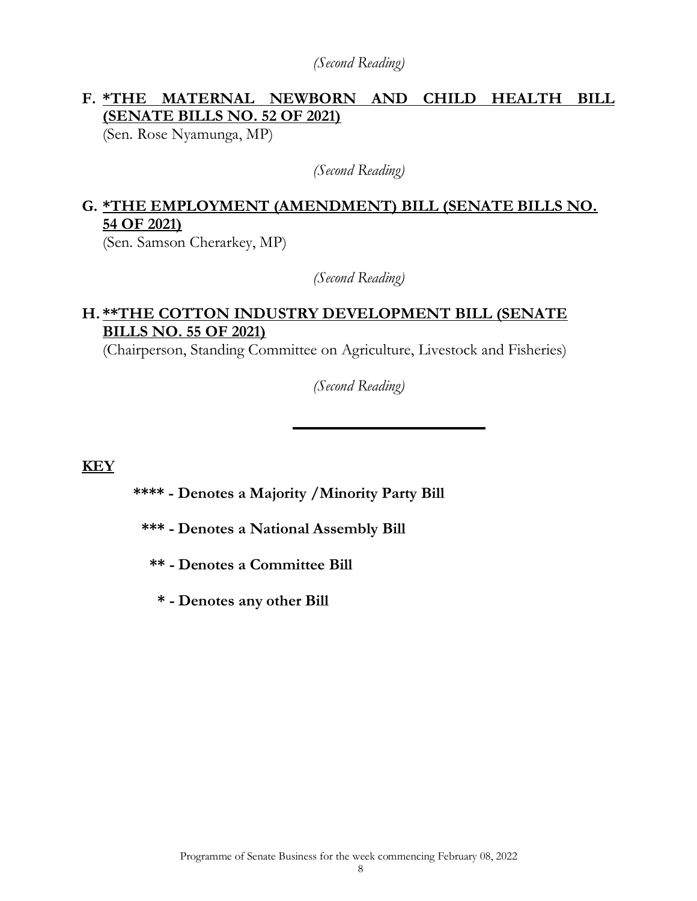*(Second Reading)*

**F. <u>*THE MATERNAL NEWBORN AND CHILD HEALTH BILL (SENATE BILLS NO. 52 OF 2021)</u>**
(Sen. Rose Nyamunga, MP)

*(Second Reading)*

**G. <u>*THE EMPLOYMENT (AMENDMENT) BILL (SENATE BILLS NO. 54 OF 2021)</u>**
(Sen. Samson Cherarkey, MP)

*(Second Reading)*

**H. <u>**THE COTTON INDUSTRY DEVELOPMENT BILL (SENATE BILLS NO. 55 OF 2021)</u>**
(Chairperson, Standing Committee on Agriculture, Livestock and Fisheries)

*(Second Reading)*

---

**<u>KEY</u>**

**\*\*\*\* - Denotes a Majority /Minority Party Bill**

**\*\*\* - Denotes a National Assembly Bill**

**\*\* - Denotes a Committee Bill**

**\* - Denotes any other Bill**